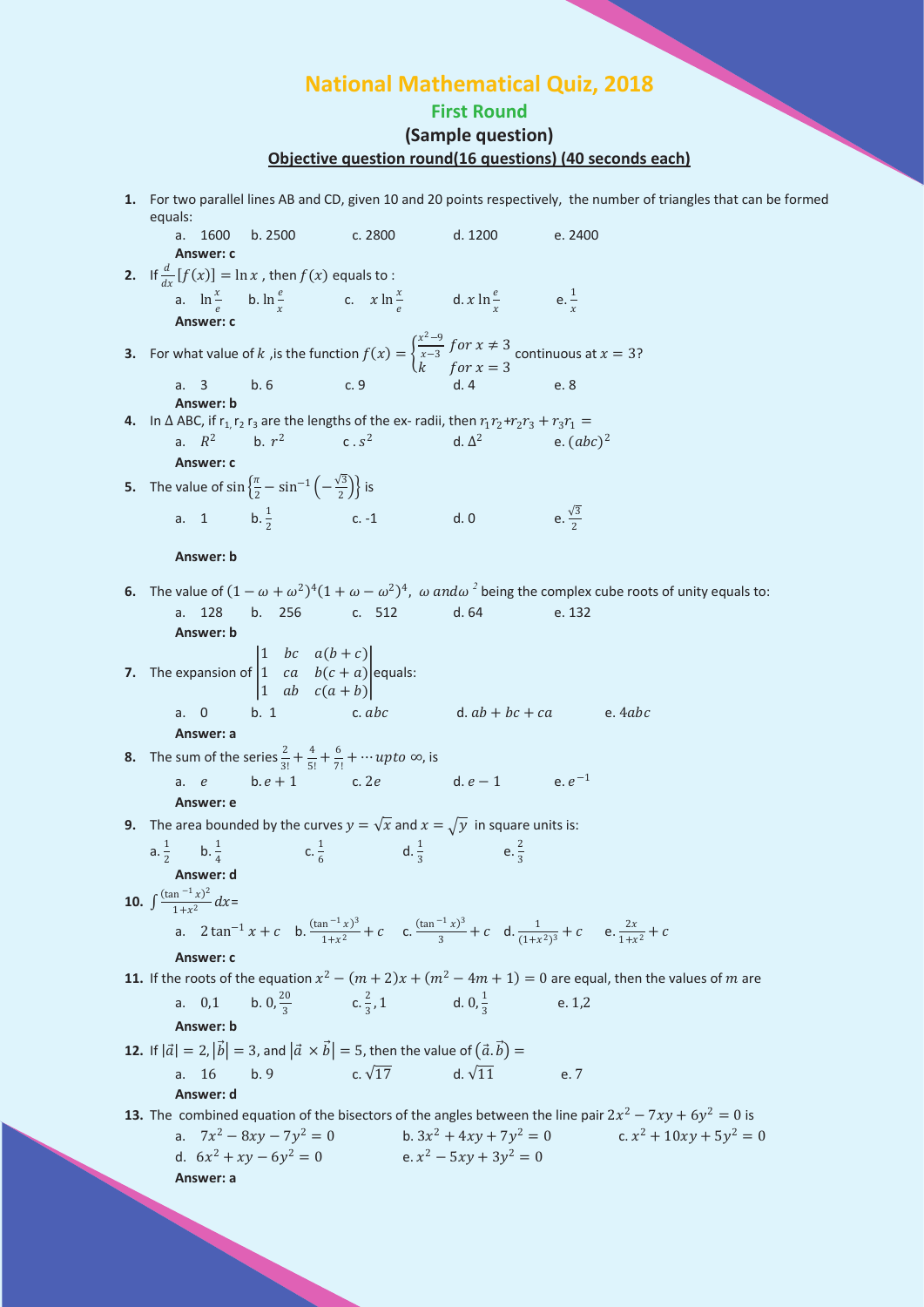# National Mathematical Quiz, 2018

## First Round

### (Sample question)

**Objective question round(16 questions) (40 seconds each)**

1. For two parallel lines AB and CD, given 10 and 20 points respectively, the number of triangles that can be formed equals:

   a. 1600  b. 2500  c. 2800  d. 1200  e. 2400

   **Answer: c**

2. If $\frac{d}{dx}[f(x)] = \ln x$ , then $f(x)$ equals to :

   a. $\ln\frac{x}{e}$  b. $\ln\frac{e}{x}$  c. $x\ln\frac{x}{e}$  d. $x\ln\frac{e}{x}$  e. $\frac{1}{x}$

   **Answer: c**

3. For what value of $k$ ,is the function $f(x) = \begin{cases} \frac{x^2-9}{x-3} & for\ x \neq 3 \\ k & for\ x = 3 \end{cases}$ continuous at $x = 3$?

   a. 3  b. 6  c. 9  d. 4  e. 8

   **Answer: b**

4. In Δ ABC, if $r_1, r_2\ r_3$ are the lengths of the ex- radii, then $r_1r_2 + r_2r_3 + r_3r_1 =$

   a. $R^2$  b. $r^2$  c . $s^2$  d. $\Delta^2$  e. $(abc)^2$

   **Answer: c**

5. The value of $\sin\left\{\frac{\pi}{2} - \sin^{-1}\left(-\frac{\sqrt{3}}{2}\right)\right\}$ is

   a. 1  b. $\frac{1}{2}$  c. -1  d. 0  e. $\frac{\sqrt{3}}{2}$

   **Answer: b**

6. The value of $(1-\omega+\omega^2)^4(1+\omega-\omega^2)^4$, $\omega\ and \omega^2$ being the complex cube roots of unity equals to:

   a. 128  b. 256  c. 512  d. 64  e. 132

   **Answer: b**

7. The expansion of $\begin{vmatrix} 1 & bc & a(b+c) \\ 1 & ca & b(c+a) \\ 1 & ab & c(a+b) \end{vmatrix}$ equals:

   a. 0  b. 1  c. $abc$  d. $ab+bc+ca$  e. $4abc$

   **Answer: a**

8. The sum of the series $\frac{2}{3!} + \frac{4}{5!} + \frac{6}{7!} + \cdots upto\ \infty$, is

   a. $e$  b. $e+1$  c. $2e$  d. $e-1$  e. $e^{-1}$

   **Answer: e**

9. The area bounded by the curves $y = \sqrt{x}$ and $x = \sqrt{y}$ in square units is:

   a. $\frac{1}{2}$  b. $\frac{1}{4}$  c. $\frac{1}{6}$  d. $\frac{1}{3}$  e. $\frac{2}{3}$

   **Answer: d**

10. $\int \frac{(\tan^{-1}x)^2}{1+x^2}dx=$

    a. $2\tan^{-1}x + c$  b. $\frac{(\tan^{-1}x)^3}{1+x^2} + c$  c. $\frac{(\tan^{-1}x)^3}{3} + c$  d. $\frac{1}{(1+x^2)^3} + c$  e. $\frac{2x}{1+x^2} + c$

    **Answer: c**

11. If the roots of the equation $x^2 - (m+2)x + (m^2 - 4m + 1) = 0$ are equal, then the values of $m$ are

    a. 0,1  b. $0, \frac{20}{3}$  c. $\frac{2}{3}, 1$  d. $0, \frac{1}{3}$  e. 1,2

    **Answer: b**

12. If $|\vec{a}| = 2, |\vec{b}| = 3$, and $|\vec{a} \times \vec{b}| = 5$, then the value of $(\vec{a}.\vec{b}) =$

    a. 16  b. 9  c. $\sqrt{17}$  d. $\sqrt{11}$  e. 7

    **Answer: d**

13. The combined equation of the bisectors of the angles between the line pair $2x^2 - 7xy + 6y^2 = 0$ is

    a. $7x^2 - 8xy - 7y^2 = 0$  b. $3x^2 + 4xy + 7y^2 = 0$  c. $x^2 + 10xy + 5y^2 = 0$

    d. $6x^2 + xy - 6y^2 = 0$  e. $x^2 - 5xy + 3y^2 = 0$

    **Answer: a**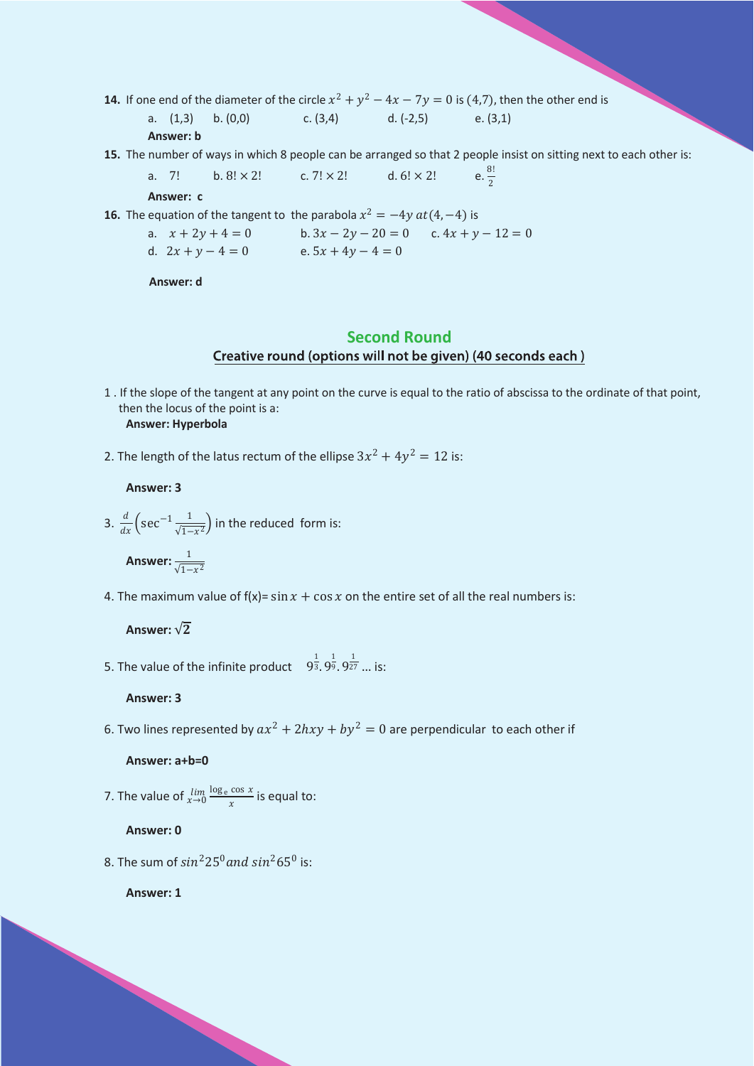**14.** If one end of the diameter of the circle $x^2 + y^2 - 4x - 7y = 0$ is $(4,7)$, then the other end is

a. (1,3) b. (0,0) c. (3,4) d. (-2,5) e. (3,1)

**Answer: b**

**15.** The number of ways in which 8 people can be arranged so that 2 people insist on sitting next to each other is:

a. $7!$ b. $8! \times 2!$ c. $7! \times 2!$ d. $6! \times 2!$ e. $\frac{8!}{2}$

**Answer: c**

**16.** The equation of the tangent to the parabola $x^2 = -4y$ $at(4,-4)$ is

a. $x + 2y + 4 = 0$ b. $3x - 2y - 20 = 0$ c. $4x + y - 12 = 0$

d. $2x + y - 4 = 0$ e. $5x + 4y - 4 = 0$

**Answer: d**

## Second Round

### Creative round (options will not be given) (40 seconds each )

1 . If the slope of the tangent at any point on the curve is equal to the ratio of abscissa to the ordinate of that point, then the locus of the point is a:

**Answer: Hyperbola**

2. The length of the latus rectum of the ellipse $3x^2 + 4y^2 = 12$ is:

**Answer: 3**

3. $\frac{d}{dx}\left(\sec^{-1}\frac{1}{\sqrt{1-x^2}}\right)$ in the reduced form is:

**Answer:** $\frac{1}{\sqrt{1-x^2}}$

4. The maximum value of f(x)= $\sin x + \cos x$ on the entire set of all the real numbers is:

**Answer:** $\sqrt{2}$

5. The value of the infinite product $9^{\frac{1}{3}}.9^{\frac{1}{9}}.9^{\frac{1}{27}}\ldots$ is:

**Answer: 3**

6. Two lines represented by $ax^2 + 2hxy + by^2 = 0$ are perpendicular to each other if

**Answer: a+b=0**

7. The value of $\lim_{x\to 0}\frac{\log_e \cos x}{x}$ is equal to:

**Answer: 0**

8. The sum of $sin^2 25^0 \, and \, sin^2 65^0$ is:

**Answer: 1**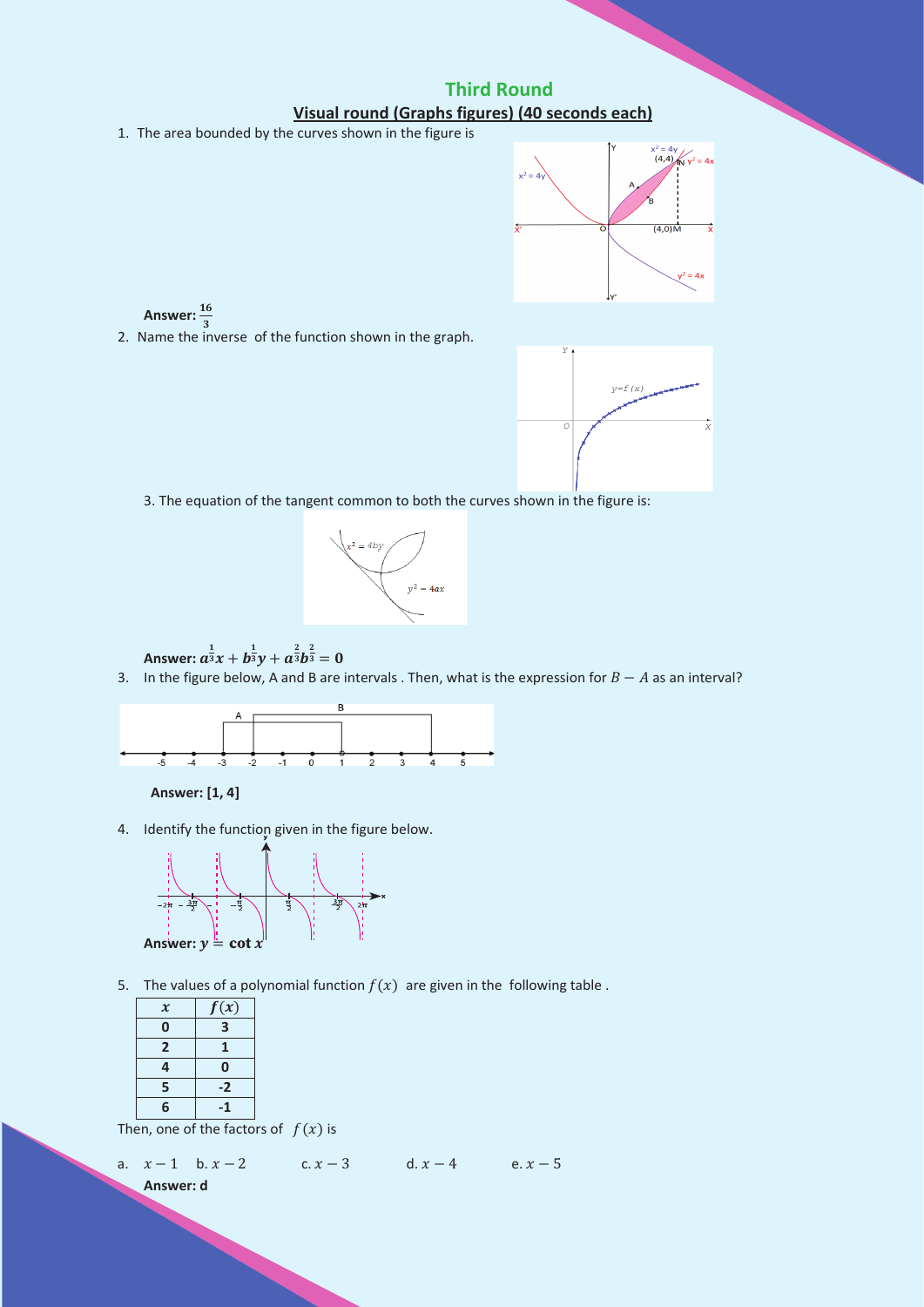## Third Round

### Visual round (Graphs figures) (40 seconds each)

1. The area bounded by the curves shown in the figure is

   **Answer:** $\frac{16}{3}$

2. Name the inverse of the function shown in the graph.

3. The equation of the tangent common to both the curves shown in the figure is:

   **Answer:** $a^{\frac{1}{3}}x + b^{\frac{1}{3}}y + a^{\frac{2}{3}}b^{\frac{2}{3}} = 0$

3. In the figure below, A and B are intervals . Then, what is the expression for $B - A$ as an interval?

   **Answer: [1, 4]**

4. Identify the function given in the figure below.

   **Answer:** $y = \cot x$

5. The values of a polynomial function $f(x)$ are given in the following table .

| $x$ | $f(x)$ |
|---|---|
| 0 | 3 |
| 2 | 1 |
| 4 | 0 |
| 5 | -2 |
| 6 | -1 |

Then, one of the factors of $f(x)$ is

a. $x - 1$ b. $x - 2$ c. $x - 3$ d. $x - 4$ e. $x - 5$

**Answer: d**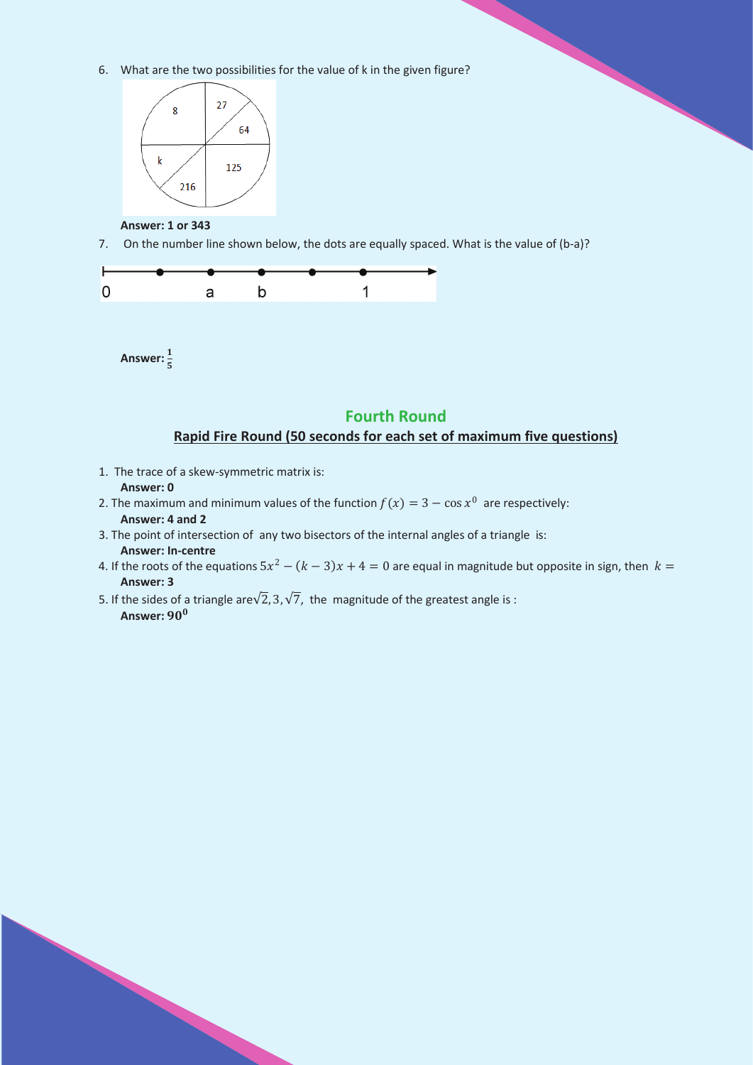6. What are the two possibilities for the value of k in the given figure?

8

27

64

k

125

216

**Answer: 1 or 343**

7. On the number line shown below, the dots are equally spaced. What is the value of (b-a)?

0 a b 1

**Answer:** $\frac{1}{5}$

## Fourth Round

### Rapid Fire Round (50 seconds for each set of maximum five questions)

1. The trace of a skew-symmetric matrix is:
   **Answer: 0**
2. The maximum and minimum values of the function $f(x) = 3 - \cos x^0$ are respectively:
   **Answer: 4 and 2**
3. The point of intersection of any two bisectors of the internal angles of a triangle is:
   **Answer: In-centre**
4. If the roots of the equations $5x^2 - (k-3)x + 4 = 0$ are equal in magnitude but opposite in sign, then $k =$
   **Answer: 3**
5. If the sides of a triangle are $\sqrt{2}, 3, \sqrt{7}$, the magnitude of the greatest angle is :
   **Answer:** $90^0$